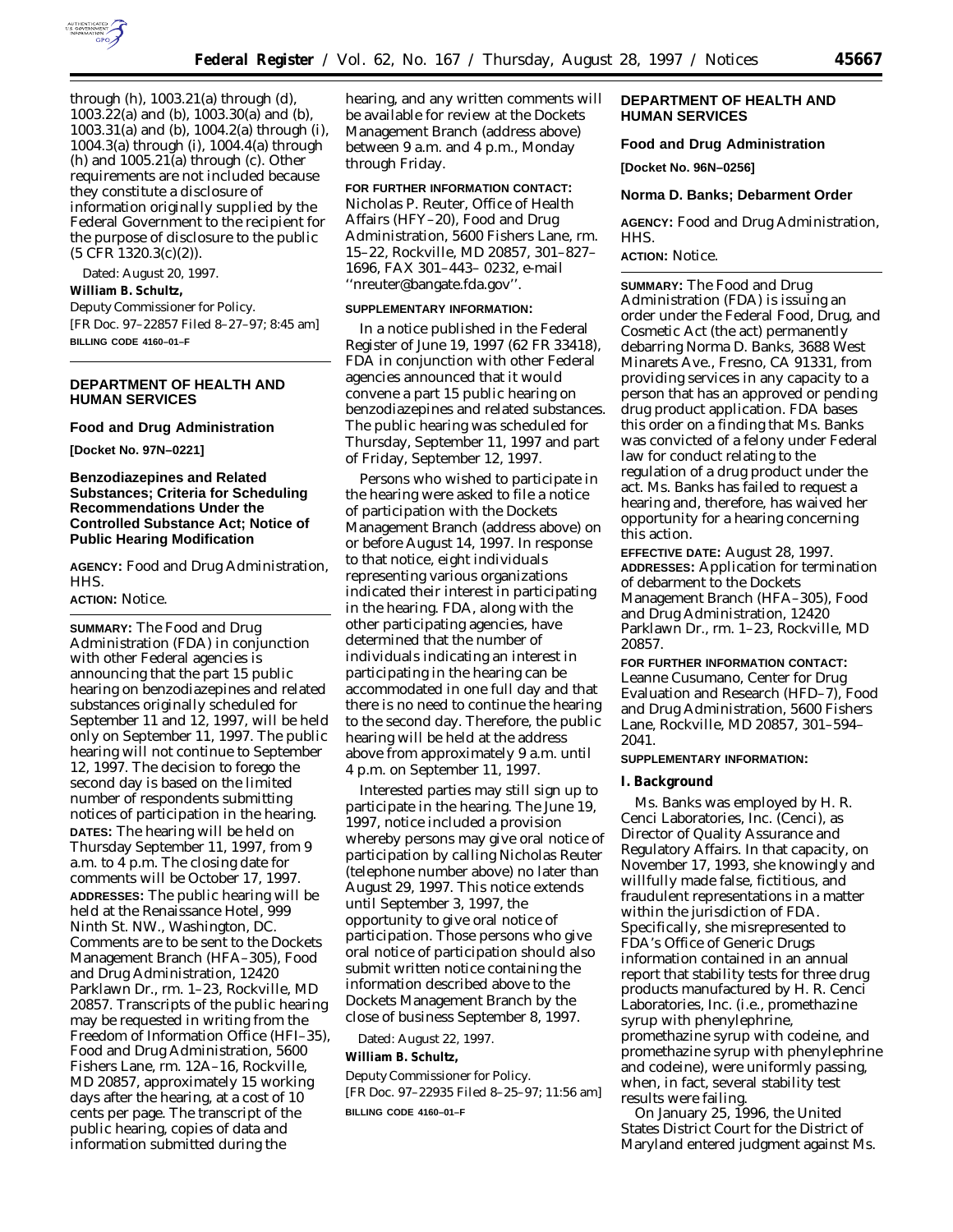through (h), 1003.21(a) through (d), 1003.22(a) and (b), 1003.30(a) and (b), 1003.31(a) and (b), 1004.2(a) through (i), 1004.3(a) through (i), 1004.4(a) through (h) and 1005.21(a) through (c). Other requirements are not included because they constitute a disclosure of information originally supplied by the Federal Government to the recipient for the purpose of disclosure to the public (5 CFR 1320.3(c)(2)).

Dated: August 20, 1997.

**William B. Schultz,**

*Deputy Commissioner for Policy.*

[FR Doc. 97–22857 Filed 8–27–97; 8:45 am]

**BILLING CODE 4160–01–F**

---

## DEPARTMENT OF HEALTH AND HUMAN SERVICES

### Food and Drug Administration

**[Docket No. 97N–0221]**

### Benzodiazepines and Related Substances; Criteria for Scheduling Recommendations Under the Controlled Substance Act; Notice of Public Hearing Modification

**AGENCY:** Food and Drug Administration, HHS.

**ACTION:** Notice.

**SUMMARY:** The Food and Drug Administration (FDA) in conjunction with other Federal agencies is announcing that the part 15 public hearing on benzodiazepines and related substances originally scheduled for September 11 and 12, 1997, will be held only on September 11, 1997. The public hearing will not continue to September 12, 1997. The decision to forego the second day is based on the limited number of respondents submitting notices of participation in the hearing.

**DATES:** The hearing will be held on Thursday September 11, 1997, from 9 a.m. to 4 p.m. The closing date for comments will be October 17, 1997.

**ADDRESSES:** The public hearing will be held at the Renaissance Hotel, 999 Ninth St. NW., Washington, DC. Comments are to be sent to the Dockets Management Branch (HFA–305), Food and Drug Administration, 12420 Parklawn Dr., rm. 1–23, Rockville, MD 20857. Transcripts of the public hearing may be requested in writing from the Freedom of Information Office (HFI–35), Food and Drug Administration, 5600 Fishers Lane, rm. 12A–16, Rockville, MD 20857, approximately 15 working days after the hearing, at a cost of 10 cents per page. The transcript of the public hearing, copies of data and information submitted during the hearing, and any written comments will be available for review at the Dockets Management Branch (address above) between 9 a.m. and 4 p.m., Monday through Friday.

**FOR FURTHER INFORMATION CONTACT:** Nicholas P. Reuter, Office of Health Affairs (HFY–20), Food and Drug Administration, 5600 Fishers Lane, rm. 15–22, Rockville, MD 20857, 301–827–1696, FAX 301–443– 0232, e-mail ''nreuter@bangate.fda.gov''.

**SUPPLEMENTARY INFORMATION:**

In a notice published in the Federal Register of June 19, 1997 (62 FR 33418), FDA in conjunction with other Federal agencies announced that it would convene a part 15 public hearing on benzodiazepines and related substances. The public hearing was scheduled for Thursday, September 11, 1997 and part of Friday, September 12, 1997.

Persons who wished to participate in the hearing were asked to file a notice of participation with the Dockets Management Branch (address above) on or before August 14, 1997. In response to that notice, eight individuals representing various organizations indicated their interest in participating in the hearing. FDA, along with the other participating agencies, have determined that the number of individuals indicating an interest in participating in the hearing can be accommodated in one full day and that there is no need to continue the hearing to the second day. Therefore, the public hearing will be held at the address above from approximately 9 a.m. until 4 p.m. on September 11, 1997.

Interested parties may still sign up to participate in the hearing. The June 19, 1997, notice included a provision whereby persons may give oral notice of participation by calling Nicholas Reuter (telephone number above) no later than August 29, 1997. This notice extends until September 3, 1997, the opportunity to give oral notice of participation. Those persons who give oral notice of participation should also submit written notice containing the information described above to the Dockets Management Branch by the close of business September 8, 1997.

Dated: August 22, 1997.

**William B. Schultz,**

*Deputy Commissioner for Policy.*

[FR Doc. 97–22935 Filed 8–25–97; 11:56 am]

**BILLING CODE 4160–01–F**

---

## DEPARTMENT OF HEALTH AND HUMAN SERVICES

### Food and Drug Administration

**[Docket No. 96N–0256]**

### Norma D. Banks; Debarment Order

**AGENCY:** Food and Drug Administration, HHS.

**ACTION:** Notice.

**SUMMARY:** The Food and Drug Administration (FDA) is issuing an order under the Federal Food, Drug, and Cosmetic Act (the act) permanently debarring Norma D. Banks, 3688 West Minarets Ave., Fresno, CA 91331, from providing services in any capacity to a person that has an approved or pending drug product application. FDA bases this order on a finding that Ms. Banks was convicted of a felony under Federal law for conduct relating to the regulation of a drug product under the act. Ms. Banks has failed to request a hearing and, therefore, has waived her opportunity for a hearing concerning this action.

**EFFECTIVE DATE:** August 28, 1997.

**ADDRESSES:** Application for termination of debarment to the Dockets Management Branch (HFA–305), Food and Drug Administration, 12420 Parklawn Dr., rm. 1–23, Rockville, MD 20857.

**FOR FURTHER INFORMATION CONTACT:** Leanne Cusumano, Center for Drug Evaluation and Research (HFD–7), Food and Drug Administration, 5600 Fishers Lane, Rockville, MD 20857, 301–594–2041.

**SUPPLEMENTARY INFORMATION:**

**I. Background**

Ms. Banks was employed by H. R. Cenci Laboratories, Inc. (Cenci), as Director of Quality Assurance and Regulatory Affairs. In that capacity, on November 17, 1993, she knowingly and willfully made false, fictitious, and fraudulent representations in a matter within the jurisdiction of FDA. Specifically, she misrepresented to FDA's Office of Generic Drugs information contained in an annual report that stability tests for three drug products manufactured by H. R. Cenci Laboratories, Inc. (i.e., promethazine syrup with phenylephrine, promethazine syrup with codeine, and promethazine syrup with phenylephrine and codeine), were uniformly passing, when, in fact, several stability test results were failing.

On January 25, 1996, the United States District Court for the District of Maryland entered judgment against Ms.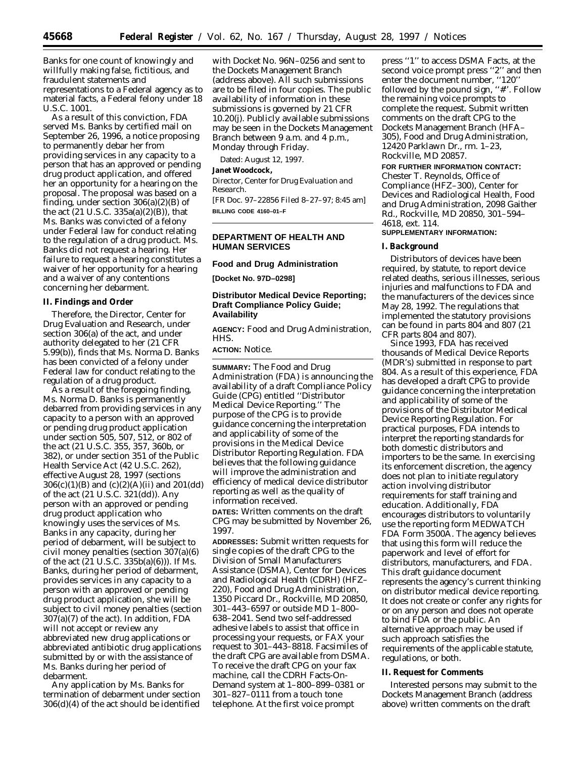Banks for one count of knowingly and willfully making false, fictitious, and fraudulent statements and representations to a Federal agency as to material facts, a Federal felony under 18 U.S.C. 1001.

As a result of this conviction, FDA served Ms. Banks by certified mail on September 26, 1996, a notice proposing to permanently debar her from providing services in any capacity to a person that has an approved or pending drug product application, and offered her an opportunity for a hearing on the proposal. The proposal was based on a finding, under section 306(a)(2)(B) of the act (21 U.S.C. 335a(a)(2)(B)), that Ms. Banks was convicted of a felony under Federal law for conduct relating to the regulation of a drug product. Ms. Banks did not request a hearing. Her failure to request a hearing constitutes a waiver of her opportunity for a hearing and a waiver of any contentions concerning her debarment.

## II. Findings and Order

Therefore, the Director, Center for Drug Evaluation and Research, under section 306(a) of the act, and under authority delegated to her (21 CFR 5.99(b)), finds that Ms. Norma D. Banks has been convicted of a felony under Federal law for conduct relating to the regulation of a drug product.

As a result of the foregoing finding, Ms. Norma D. Banks is permanently debarred from providing services in any capacity to a person with an approved or pending drug product application under section 505, 507, 512, or 802 of the act (21 U.S.C. 355, 357, 360b, or 382), or under section 351 of the Public Health Service Act (42 U.S.C. 262), effective August 28, 1997 (sections 306(c)(1)(B) and (c)(2)(A)(ii) and 201(dd) of the act (21 U.S.C. 321(dd)). Any person with an approved or pending drug product application who knowingly uses the services of Ms. Banks in any capacity, during her period of debarment, will be subject to civil money penalties (section 307(a)(6) of the act (21 U.S.C. 335b(a)(6))). If Ms. Banks, during her period of debarment, provides services in any capacity to a person with an approved or pending drug product application, she will be subject to civil money penalties (section 307(a)(7) of the act). In addition, FDA will not accept or review any abbreviated new drug applications or abbreviated antibiotic drug applications submitted by or with the assistance of Ms. Banks during her period of debarment.

Any application by Ms. Banks for termination of debarment under section 306(d)(4) of the act should be identified with Docket No. 96N–0256 and sent to the Dockets Management Branch (address above). All such submissions are to be filed in four copies. The public availability of information in these submissions is governed by 21 CFR 10.20(j). Publicly available submissions may be seen in the Dockets Management Branch between 9 a.m. and 4 p.m., Monday through Friday.

Dated: August 12, 1997.

**Janet Woodcock,**

*Director, Center for Drug Evaluation and Research.*

[FR Doc. 97–22856 Filed 8–27–97; 8:45 am]

**BILLING CODE 4160–01–F**

---

## DEPARTMENT OF HEALTH AND HUMAN SERVICES

### Food and Drug Administration

**[Docket No. 97D–0298]**

### Distributor Medical Device Reporting; Draft Compliance Policy Guide; Availability

**AGENCY:** Food and Drug Administration, HHS.

**ACTION:** Notice.

**SUMMARY:** The Food and Drug Administration (FDA) is announcing the availability of a draft Compliance Policy Guide (CPG) entitled ''Distributor Medical Device Reporting.'' The purpose of the CPG is to provide guidance concerning the interpretation and applicability of some of the provisions in the Medical Device Distributor Reporting Regulation. FDA believes that the following guidance will improve the administration and efficiency of medical device distributor reporting as well as the quality of information received.

**DATES:** Written comments on the draft CPG may be submitted by November 26, 1997.

**ADDRESSES:** Submit written requests for single copies of the draft CPG to the Division of Small Manufacturers Assistance (DSMA), Center for Devices and Radiological Health (CDRH) (HFZ–220), Food and Drug Administration, 1350 Piccard Dr., Rockville, MD 20850, 301–443–6597 or outside MD 1–800–638–2041. Send two self-addressed adhesive labels to assist that office in processing your requests, or FAX your request to 301–443–8818. Facsimiles of the draft CPG are available from DSMA. To receive the draft CPG on your fax machine, call the CDRH Facts-On-Demand system at 1–800–899–0381 or 301–827–0111 from a touch tone telephone. At the first voice prompt press ''1'' to access DSMA Facts, at the second voice prompt press ''2'' and then enter the document number, ''120'' followed by the pound sign, ''#'. Follow the remaining voice prompts to complete the request. Submit written comments on the draft CPG to the Dockets Management Branch (HFA–305), Food and Drug Administration, 12420 Parklawn Dr., rm. 1–23, Rockville, MD 20857.

**FOR FURTHER INFORMATION CONTACT:** Chester T. Reynolds, Office of Compliance (HFZ–300), Center for Devices and Radiological Health, Food and Drug Administration, 2098 Gaither Rd., Rockville, MD 20850, 301–594–4618, ext. 114.

**SUPPLEMENTARY INFORMATION:**

## I. Background

Distributors of devices have been required, by statute, to report device related deaths, serious illnesses, serious injuries and malfunctions to FDA and the manufacturers of the devices since May 28, 1992. The regulations that implemented the statutory provisions can be found in parts 804 and 807 (21 CFR parts 804 and 807).

Since 1993, FDA has received thousands of Medical Device Reports (MDR's) submitted in response to part 804. As a result of this experience, FDA has developed a draft CPG to provide guidance concerning the interpretation and applicability of some of the provisions of the Distributor Medical Device Reporting Regulation. For practical purposes, FDA intends to interpret the reporting standards for both domestic distributors and importers to be the same. In exercising its enforcement discretion, the agency does not plan to initiate regulatory action involving distributor requirements for staff training and education. Additionally, FDA encourages distributors to voluntarily use the reporting form MEDWATCH FDA Form 3500A. The agency believes that using this form will reduce the paperwork and level of effort for distributors, manufacturers, and FDA. This draft guidance document represents the agency's current thinking on distributor medical device reporting. It does not create or confer any rights for or on any person and does not operate to bind FDA or the public. An alternative approach may be used if such approach satisfies the requirements of the applicable statute, regulations, or both.

## II. Request for Comments

Interested persons may submit to the Dockets Management Branch (address above) written comments on the draft